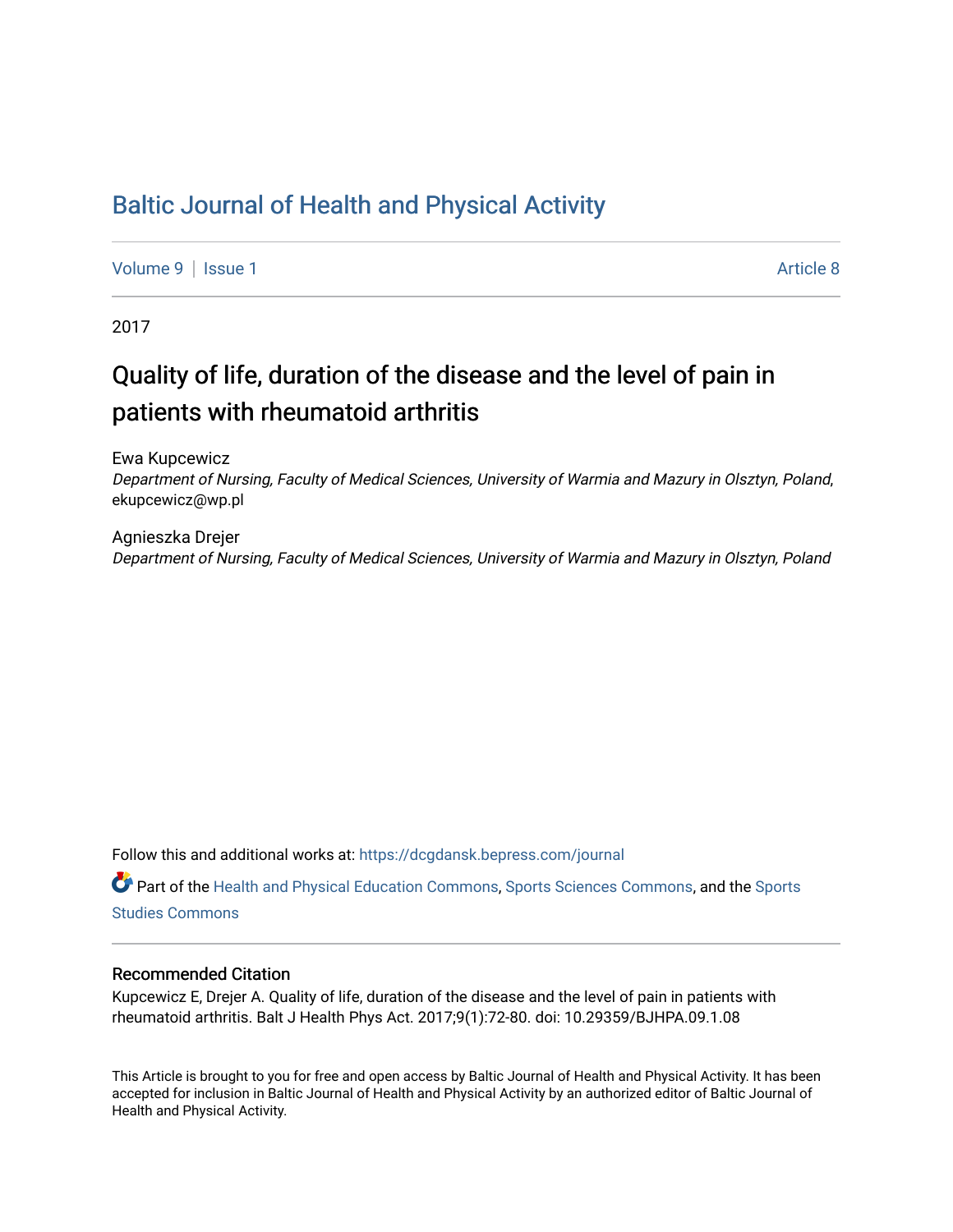# Baltic Journal of Health and Physical Activity

Volume 9 | Issue 1 | Article 8

2017

## Quality of life, duration of the disease and the level of pain in patients with rheumatoid arthritis

Ewa Kupcewicz
*Department of Nursing, Faculty of Medical Sciences, University of Warmia and Mazury in Olsztyn, Poland*, ekupcewicz@wp.pl

Agnieszka Drejer
*Department of Nursing, Faculty of Medical Sciences, University of Warmia and Mazury in Olsztyn, Poland*

Follow this and additional works at: https://dcgdansk.bepress.com/journal

Part of the Health and Physical Education Commons, Sports Sciences Commons, and the Sports Studies Commons

### Recommended Citation

Kupcewicz E, Drejer A. Quality of life, duration of the disease and the level of pain in patients with rheumatoid arthritis. Balt J Health Phys Act. 2017;9(1):72-80. doi: 10.29359/BJHPA.09.1.08

This Article is brought to you for free and open access by Baltic Journal of Health and Physical Activity. It has been accepted for inclusion in Baltic Journal of Health and Physical Activity by an authorized editor of Baltic Journal of Health and Physical Activity.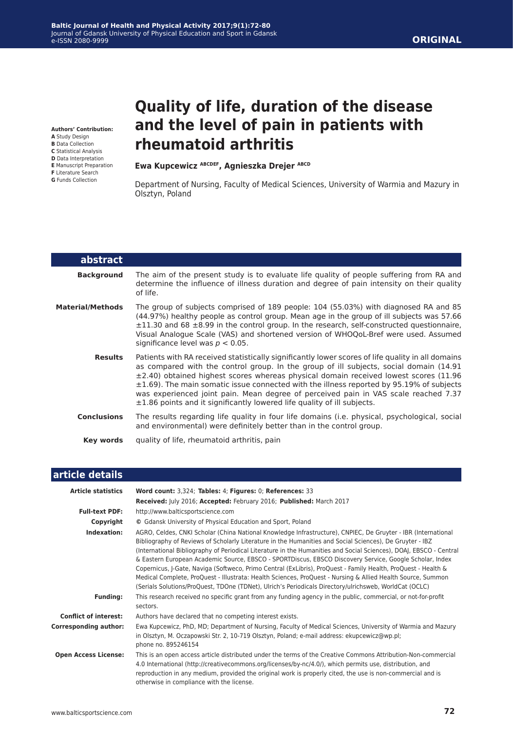**ORIGINAL**

# Quality of life, duration of the disease and the level of pain in patients with rheumatoid arthritis

**Authors' Contribution:**
**A** Study Design
**B** Data Collection
**C** Statistical Analysis
**D** Data Interpretation
**E** Manuscript Preparation
**F** Literature Search
**G** Funds Collection

**Ewa Kupcewicz** [ABCDEF], **Agnieszka Drejer** [ABCD]

Department of Nursing, Faculty of Medical Sciences, University of Warmia and Mazury in Olsztyn, Poland

## abstract

**Background**

The aim of the present study is to evaluate life quality of people suffering from RA and determine the influence of illness duration and degree of pain intensity on their quality of life.

**Material/Methods**

The group of subjects comprised of 189 people: 104 (55.03%) with diagnosed RA and 85 (44.97%) healthy people as control group. Mean age in the group of ill subjects was 57.66 ±11.30 and 68 ±8.99 in the control group. In the research, self-constructed questionnaire, Visual Analogue Scale (VAS) and shortened version of WHOQoL-Bref were used. Assumed significance level was $p < 0.05$.

**Results**

Patients with RA received statistically significantly lower scores of life quality in all domains as compared with the control group. In the group of ill subjects, social domain (14.91 ±2.40) obtained highest scores whereas physical domain received lowest scores (11.96 ±1.69). The main somatic issue connected with the illness reported by 95.19% of subjects was experienced joint pain. Mean degree of perceived pain in VAS scale reached 7.37 ±1.86 points and it significantly lowered life quality of ill subjects.

**Conclusions**

The results regarding life quality in four life domains (i.e. physical, psychological, social and environmental) were definitely better than in the control group.

**Key words**

quality of life, rheumatoid arthritis, pain

## article details

**Article statistics** 

**Word count:** 3,324; **Tables:** 4; **Figures:** 0; **References:** 33

**Received:** July 2016; **Accepted:** February 2016; **Published:** March 2017

**Full-text PDF:** http://www.balticsportscience.com

**Copyright** © Gdansk University of Physical Education and Sport, Poland

**Indexation:** AGRO, Celdes, CNKI Scholar (China National Knowledge Infrastructure), CNPIEC, De Gruyter - IBR (International Bibliography of Reviews of Scholarly Literature in the Humanities and Social Sciences), De Gruyter - IBZ (International Bibliography of Periodical Literature in the Humanities and Social Sciences), DOAJ, EBSCO - Central & Eastern European Academic Source, EBSCO - SPORTDiscus, EBSCO Discovery Service, Google Scholar, Index Copernicus, J-Gate, Naviga (Softweco, Primo Central (ExLibris), ProQuest - Family Health, ProQuest - Health & Medical Complete, ProQuest - Illustrata: Health Sciences, ProQuest - Nursing & Allied Health Source, Summon (Serials Solutions/ProQuest, TDOne (TDNet), Ulrich's Periodicals Directory/ulrichsweb, WorldCat (OCLC)

**Funding:** This research received no specific grant from any funding agency in the public, commercial, or not-for-profit sectors.

**Conflict of interest:** Authors have declared that no competing interest exists.

**Corresponding author:** Ewa Kupcewicz, PhD, MD; Department of Nursing, Faculty of Medical Sciences, University of Warmia and Mazury in Olsztyn, M. Oczapowski Str. 2, 10-719 Olsztyn, Poland; e-mail address: ekupcewicz@wp.pl; phone no. 895246154

**Open Access License:** This is an open access article distributed under the terms of the Creative Commons Attribution-Non-commercial 4.0 International (http://creativecommons.org/licenses/by-nc/4.0/), which permits use, distribution, and reproduction in any medium, provided the original work is properly cited, the use is non-commercial and is otherwise in compliance with the license.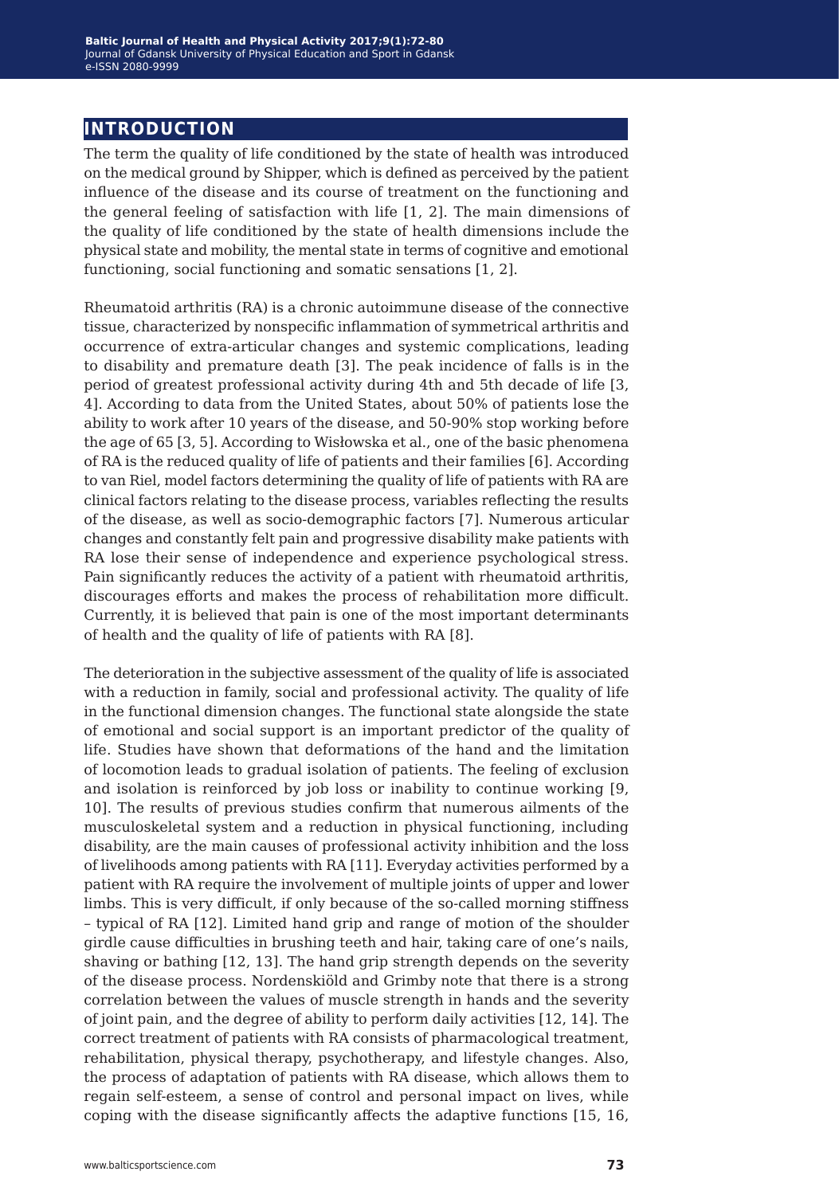## INTRODUCTION

The term the quality of life conditioned by the state of health was introduced on the medical ground by Shipper, which is defined as perceived by the patient influence of the disease and its course of treatment on the functioning and the general feeling of satisfaction with life [1, 2]. The main dimensions of the quality of life conditioned by the state of health dimensions include the physical state and mobility, the mental state in terms of cognitive and emotional functioning, social functioning and somatic sensations [1, 2].

Rheumatoid arthritis (RA) is a chronic autoimmune disease of the connective tissue, characterized by nonspecific inflammation of symmetrical arthritis and occurrence of extra-articular changes and systemic complications, leading to disability and premature death [3]. The peak incidence of falls is in the period of greatest professional activity during 4th and 5th decade of life [3, 4]. According to data from the United States, about 50% of patients lose the ability to work after 10 years of the disease, and 50-90% stop working before the age of 65 [3, 5]. According to Wisłowska et al., one of the basic phenomena of RA is the reduced quality of life of patients and their families [6]. According to van Riel, model factors determining the quality of life of patients with RA are clinical factors relating to the disease process, variables reflecting the results of the disease, as well as socio-demographic factors [7]. Numerous articular changes and constantly felt pain and progressive disability make patients with RA lose their sense of independence and experience psychological stress. Pain significantly reduces the activity of a patient with rheumatoid arthritis, discourages efforts and makes the process of rehabilitation more difficult. Currently, it is believed that pain is one of the most important determinants of health and the quality of life of patients with RA [8].

The deterioration in the subjective assessment of the quality of life is associated with a reduction in family, social and professional activity. The quality of life in the functional dimension changes. The functional state alongside the state of emotional and social support is an important predictor of the quality of life. Studies have shown that deformations of the hand and the limitation of locomotion leads to gradual isolation of patients. The feeling of exclusion and isolation is reinforced by job loss or inability to continue working [9, 10]. The results of previous studies confirm that numerous ailments of the musculoskeletal system and a reduction in physical functioning, including disability, are the main causes of professional activity inhibition and the loss of livelihoods among patients with RA [11]. Everyday activities performed by a patient with RA require the involvement of multiple joints of upper and lower limbs. This is very difficult, if only because of the so-called morning stiffness – typical of RA [12]. Limited hand grip and range of motion of the shoulder girdle cause difficulties in brushing teeth and hair, taking care of one's nails, shaving or bathing [12, 13]. The hand grip strength depends on the severity of the disease process. Nordenskiöld and Grimby note that there is a strong correlation between the values of muscle strength in hands and the severity of joint pain, and the degree of ability to perform daily activities [12, 14]. The correct treatment of patients with RA consists of pharmacological treatment, rehabilitation, physical therapy, psychotherapy, and lifestyle changes. Also, the process of adaptation of patients with RA disease, which allows them to regain self-esteem, a sense of control and personal impact on lives, while coping with the disease significantly affects the adaptive functions [15, 16,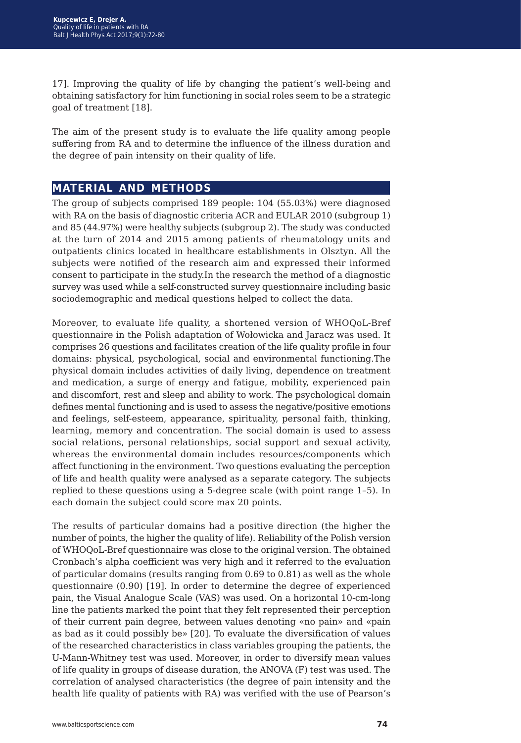17]. Improving the quality of life by changing the patient's well-being and obtaining satisfactory for him functioning in social roles seem to be a strategic goal of treatment [18].

The aim of the present study is to evaluate the life quality among people suffering from RA and to determine the influence of the illness duration and the degree of pain intensity on their quality of life.

## MATERIAL AND METHODS

The group of subjects comprised 189 people: 104 (55.03%) were diagnosed with RA on the basis of diagnostic criteria ACR and EULAR 2010 (subgroup 1) and 85 (44.97%) were healthy subjects (subgroup 2). The study was conducted at the turn of 2014 and 2015 among patients of rheumatology units and outpatients clinics located in healthcare establishments in Olsztyn. All the subjects were notified of the research aim and expressed their informed consent to participate in the study.In the research the method of a diagnostic survey was used while a self-constructed survey questionnaire including basic sociodemographic and medical questions helped to collect the data.

Moreover, to evaluate life quality, a shortened version of WHOQoL-Bref questionnaire in the Polish adaptation of Wołowicka and Jaracz was used. It comprises 26 questions and facilitates creation of the life quality profile in four domains: physical, psychological, social and environmental functioning.The physical domain includes activities of daily living, dependence on treatment and medication, a surge of energy and fatigue, mobility, experienced pain and discomfort, rest and sleep and ability to work. The psychological domain defines mental functioning and is used to assess the negative/positive emotions and feelings, self-esteem, appearance, spirituality, personal faith, thinking, learning, memory and concentration. The social domain is used to assess social relations, personal relationships, social support and sexual activity, whereas the environmental domain includes resources/components which affect functioning in the environment. Two questions evaluating the perception of life and health quality were analysed as a separate category. The subjects replied to these questions using a 5-degree scale (with point range 1–5). In each domain the subject could score max 20 points.

The results of particular domains had a positive direction (the higher the number of points, the higher the quality of life). Reliability of the Polish version of WHOQoL-Bref questionnaire was close to the original version. The obtained Cronbach's alpha coefficient was very high and it referred to the evaluation of particular domains (results ranging from 0.69 to 0.81) as well as the whole questionnaire (0.90) [19]. In order to determine the degree of experienced pain, the Visual Analogue Scale (VAS) was used. On a horizontal 10-cm-long line the patients marked the point that they felt represented their perception of their current pain degree, between values denoting «no pain» and «pain as bad as it could possibly be» [20]. To evaluate the diversification of values of the researched characteristics in class variables grouping the patients, the U-Mann-Whitney test was used. Moreover, in order to diversify mean values of life quality in groups of disease duration, the ANOVA (F) test was used. The correlation of analysed characteristics (the degree of pain intensity and the health life quality of patients with RA) was verified with the use of Pearson's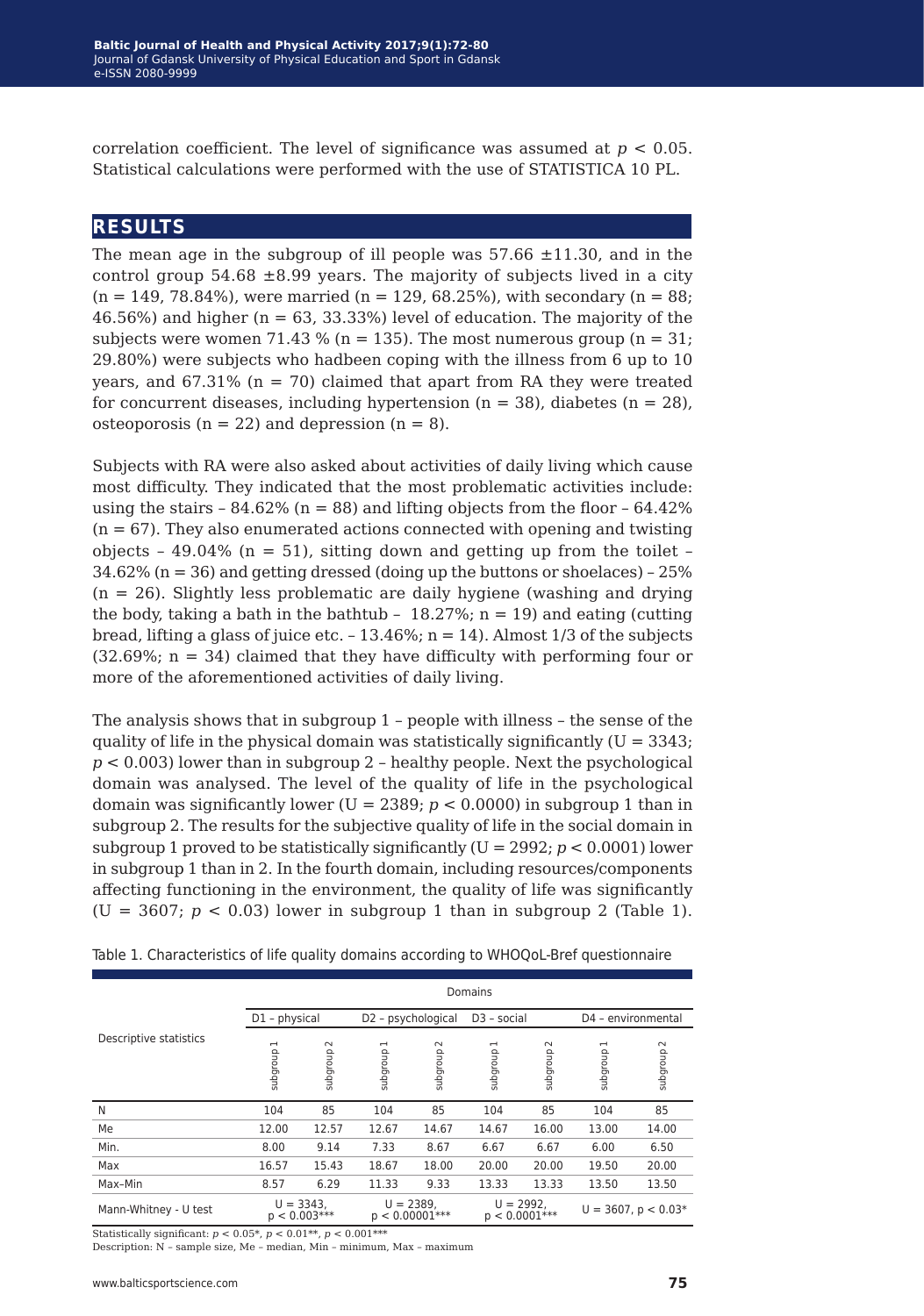correlation coefficient. The level of significance was assumed at $p < 0.05$. Statistical calculations were performed with the use of STATISTICA 10 PL.

## RESULTS

The mean age in the subgroup of ill people was 57.66 ±11.30, and in the control group 54.68 ±8.99 years. The majority of subjects lived in a city (n = 149, 78.84%), were married (n = 129, 68.25%), with secondary (n = 88; 46.56%) and higher (n = 63, 33.33%) level of education. The majority of the subjects were women 71.43 % (n = 135). The most numerous group (n = 31; 29.80%) were subjects who hadbeen coping with the illness from 6 up to 10 years, and 67.31% (n = 70) claimed that apart from RA they were treated for concurrent diseases, including hypertension (n = 38), diabetes (n = 28), osteoporosis (n = 22) and depression (n = 8).

Subjects with RA were also asked about activities of daily living which cause most difficulty. They indicated that the most problematic activities include: using the stairs – 84.62% (n = 88) and lifting objects from the floor – 64.42% (n = 67). They also enumerated actions connected with opening and twisting objects – 49.04% (n = 51), sitting down and getting up from the toilet – 34.62% (n = 36) and getting dressed (doing up the buttons or shoelaces) – 25% (n = 26). Slightly less problematic are daily hygiene (washing and drying the body, taking a bath in the bathtub – 18.27%; n = 19) and eating (cutting bread, lifting a glass of juice etc. – 13.46%; n = 14). Almost 1/3 of the subjects (32.69%; n = 34) claimed that they have difficulty with performing four or more of the aforementioned activities of daily living.

The analysis shows that in subgroup 1 – people with illness – the sense of the quality of life in the physical domain was statistically significantly (U = 3343; $p < 0.003$) lower than in subgroup 2 – healthy people. Next the psychological domain was analysed. The level of the quality of life in the psychological domain was significantly lower (U = 2389; $p < 0.0000$) in subgroup 1 than in subgroup 2. The results for the subjective quality of life in the social domain in subgroup 1 proved to be statistically significantly (U = 2992; $p < 0.0001$) lower in subgroup 1 than in 2. In the fourth domain, including resources/components affecting functioning in the environment, the quality of life was significantly (U = 3607; $p < 0.03$) lower in subgroup 1 than in subgroup 2 (Table 1).

Table 1. Characteristics of life quality domains according to WHOQoL-Bref questionnaire

| Descriptive statistics | Domains | | | | | | | |
|---|---|---|---|---|---|---|---|---|
| | D1 – physical | | D2 – psychological | | D3 – social | | D4 – environmental | |
| | subgroup 1 | subgroup 2 | subgroup 1 | subgroup 2 | subgroup 1 | subgroup 2 | subgroup 1 | subgroup 2 |
| N | 104 | 85 | 104 | 85 | 104 | 85 | 104 | 85 |
| Me | 12.00 | 12.57 | 12.67 | 14.67 | 14.67 | 16.00 | 13.00 | 14.00 |
| Min. | 8.00 | 9.14 | 7.33 | 8.67 | 6.67 | 6.67 | 6.00 | 6.50 |
| Max | 16.57 | 15.43 | 18.67 | 18.00 | 20.00 | 20.00 | 19.50 | 20.00 |
| Max–Min | 8.57 | 6.29 | 11.33 | 9.33 | 13.33 | 13.33 | 13.50 | 13.50 |
| Mann-Whitney - U test | U = 3343, $p < 0.003$*** | | U = 2389, $p < 0.00001$*** | | U = 2992, $p < 0.0001$*** | | U = 3607, $p < 0.03$* | |

Statistically significant: $p < 0.05$*, $p < 0.01$**, $p < 0.001$***

Description: N – sample size, Me – median, Min – minimum, Max – maximum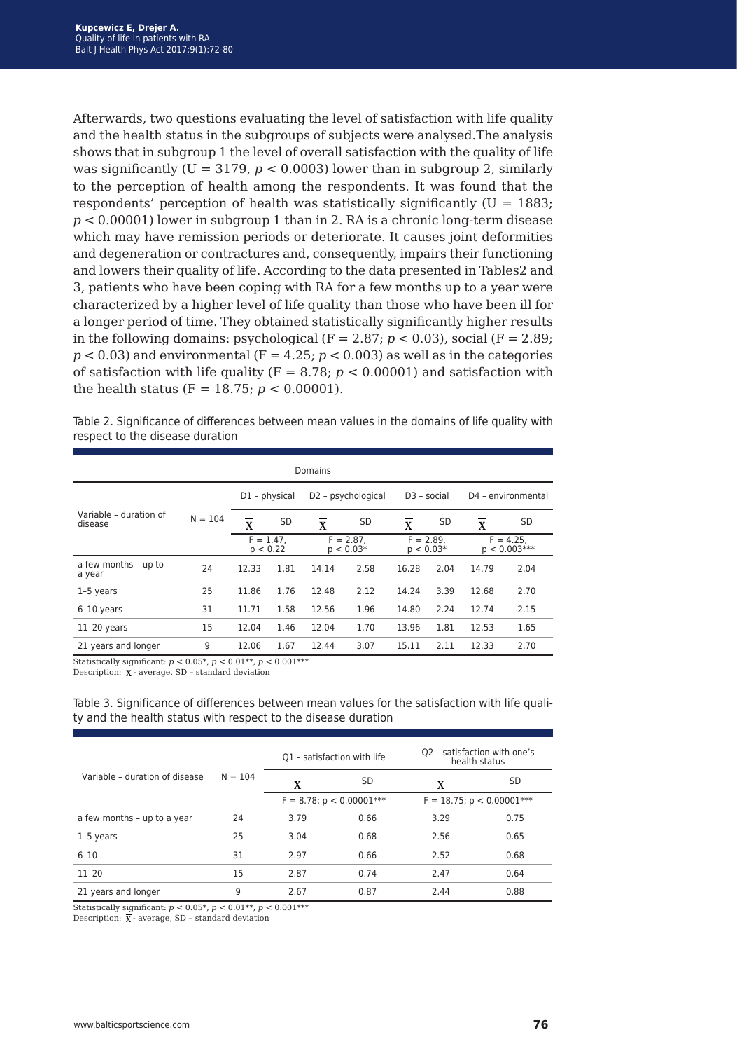Afterwards, two questions evaluating the level of satisfaction with life quality and the health status in the subgroups of subjects were analysed.The analysis shows that in subgroup 1 the level of overall satisfaction with the quality of life was significantly (U = 3179, $p < 0.0003$) lower than in subgroup 2, similarly to the perception of health among the respondents. It was found that the respondents' perception of health was statistically significantly (U = 1883; $p < 0.00001$) lower in subgroup 1 than in 2. RA is a chronic long-term disease which may have remission periods or deteriorate. It causes joint deformities and degeneration or contractures and, consequently, impairs their functioning and lowers their quality of life. According to the data presented in Tables2 and 3, patients who have been coping with RA for a few months up to a year were characterized by a higher level of life quality than those who have been ill for a longer period of time. They obtained statistically significantly higher results in the following domains: psychological (F = 2.87; $p < 0.03$), social (F = 2.89; $p < 0.03$) and environmental (F = 4.25; $p < 0.003$) as well as in the categories of satisfaction with life quality (F = 8.78; $p < 0.00001$) and satisfaction with the health status (F = 18.75; $p < 0.00001$).

Table 2. Significance of differences between mean values in the domains of life quality with respect to the disease duration

| | | Domains | | | | | | | |
|---|---|---|---|---|---|---|---|---|---|
| Variable – duration of disease | N = 104 | D1 – physical | | D2 – psychological | | D3 – social | | D4 – environmental | |
| | | $\overline{X}$ | SD | $\overline{X}$ | SD | $\overline{X}$ | SD | $\overline{X}$ | SD |
| | | F = 1.47, p < 0.22 | | F = 2.87, p < 0.03* | | F = 2.89, p < 0.03* | | F = 4.25, p < 0.003*** | |
| a few months – up to a year | 24 | 12.33 | 1.81 | 14.14 | 2.58 | 16.28 | 2.04 | 14.79 | 2.04 |
| 1–5 years | 25 | 11.86 | 1.76 | 12.48 | 2.12 | 14.24 | 3.39 | 12.68 | 2.70 |
| 6–10 years | 31 | 11.71 | 1.58 | 12.56 | 1.96 | 14.80 | 2.24 | 12.74 | 2.15 |
| 11–20 years | 15 | 12.04 | 1.46 | 12.04 | 1.70 | 13.96 | 1.81 | 12.53 | 1.65 |
| 21 years and longer | 9 | 12.06 | 1.67 | 12.44 | 3.07 | 15.11 | 2.11 | 12.33 | 2.70 |

Statistically significant: $p < 0.05$*, $p < 0.01$**, $p < 0.001$***
Description: $\overline{X}$ - average, SD – standard deviation

Table 3. Significance of differences between mean values for the satisfaction with life quality and the health status with respect to the disease duration

| Variable – duration of disease | N = 104 | Q1 – satisfaction with life | | Q2 – satisfaction with one's health status | |
|---|---|---|---|---|---|
| | | $\overline{X}$ | SD | $\overline{X}$ | SD |
| | | F = 8.78; p < 0.00001*** | | F = 18.75; p < 0.00001*** | |
| a few months – up to a year | 24 | 3.79 | 0.66 | 3.29 | 0.75 |
| 1–5 years | 25 | 3.04 | 0.68 | 2.56 | 0.65 |
| 6–10 | 31 | 2.97 | 0.66 | 2.52 | 0.68 |
| 11–20 | 15 | 2.87 | 0.74 | 2.47 | 0.64 |
| 21 years and longer | 9 | 2.67 | 0.87 | 2.44 | 0.88 |

Statistically significant: $p < 0.05$*, $p < 0.01$**, $p < 0.001$***
Description: $\overline{X}$ - average, SD – standard deviation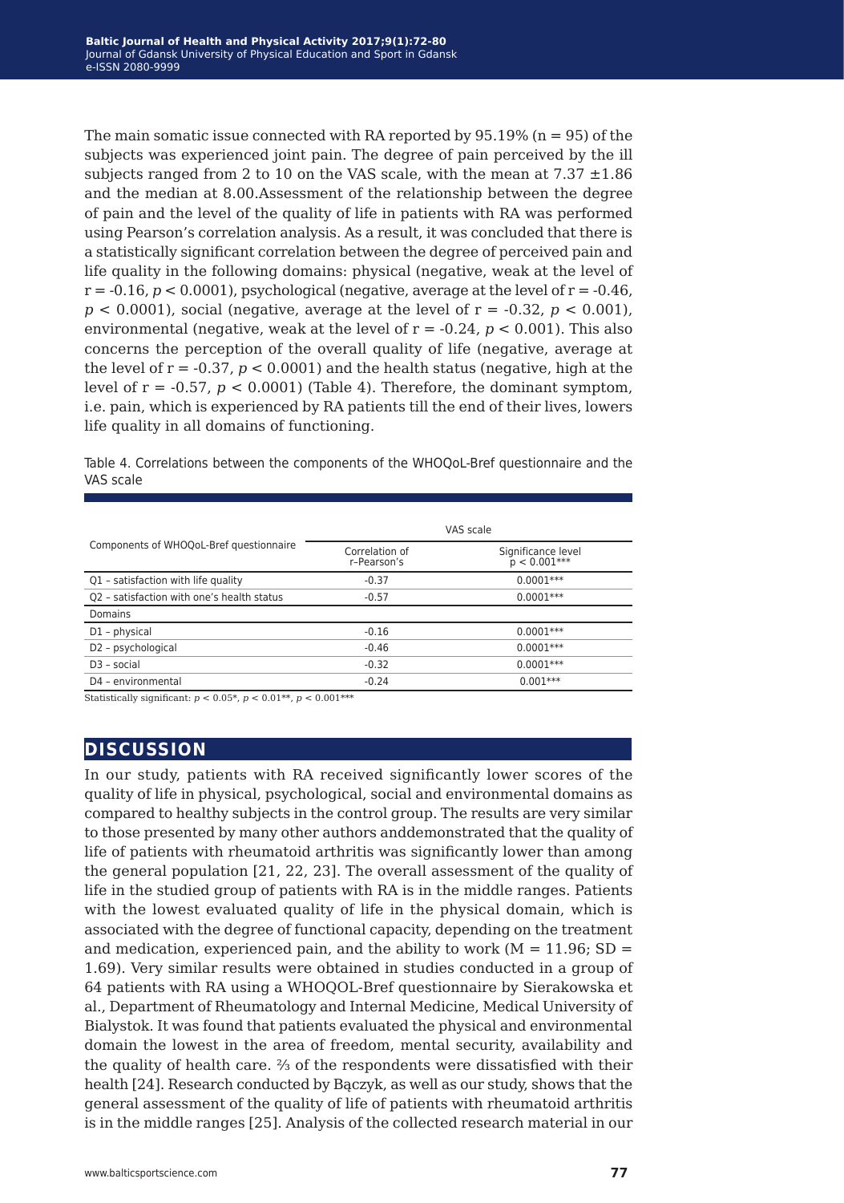The main somatic issue connected with RA reported by 95.19% (n = 95) of the subjects was experienced joint pain. The degree of pain perceived by the ill subjects ranged from 2 to 10 on the VAS scale, with the mean at 7.37 ±1.86 and the median at 8.00.Assessment of the relationship between the degree of pain and the level of the quality of life in patients with RA was performed using Pearson's correlation analysis. As a result, it was concluded that there is a statistically significant correlation between the degree of perceived pain and life quality in the following domains: physical (negative, weak at the level of $r = -0.16$, $p < 0.0001$), psychological (negative, average at the level of $r = -0.46$, $p < 0.0001$), social (negative, average at the level of $r = -0.32$, $p < 0.001$), environmental (negative, weak at the level of $r = -0.24$, $p < 0.001$). This also concerns the perception of the overall quality of life (negative, average at the level of $r = -0.37$, $p < 0.0001$) and the health status (negative, high at the level of $r = -0.57$, $p < 0.0001$) (Table 4). Therefore, the dominant symptom, i.e. pain, which is experienced by RA patients till the end of their lives, lowers life quality in all domains of functioning.

Table 4. Correlations between the components of the WHOQoL-Bref questionnaire and the VAS scale

| Components of WHOQoL-Bref questionnaire | VAS scale | |
|---|---|---|
| | Correlation of r–Pearson's | Significance level $p < 0.001$*** |
| Q1 – satisfaction with life quality | -0.37 | 0.0001*** |
| Q2 – satisfaction with one's health status | -0.57 | 0.0001*** |
| Domains | | |
| D1 – physical | -0.16 | 0.0001*** |
| D2 – psychological | -0.46 | 0.0001*** |
| D3 – social | -0.32 | 0.0001*** |
| D4 – environmental | -0.24 | 0.001*** |

Statistically significant: $p < 0.05$*, $p < 0.01$**, $p < 0.001$***

## DISCUSSION

In our study, patients with RA received significantly lower scores of the quality of life in physical, psychological, social and environmental domains as compared to healthy subjects in the control group. The results are very similar to those presented by many other authors anddemonstrated that the quality of life of patients with rheumatoid arthritis was significantly lower than among the general population [21, 22, 23]. The overall assessment of the quality of life in the studied group of patients with RA is in the middle ranges. Patients with the lowest evaluated quality of life in the physical domain, which is associated with the degree of functional capacity, depending on the treatment and medication, experienced pain, and the ability to work (M = 11.96; SD = 1.69). Very similar results were obtained in studies conducted in a group of 64 patients with RA using a WHOQOL-Bref questionnaire by Sierakowska et al., Department of Rheumatology and Internal Medicine, Medical University of Bialystok. It was found that patients evaluated the physical and environmental domain the lowest in the area of freedom, mental security, availability and the quality of health care. ⅔ of the respondents were dissatisfied with their health [24]. Research conducted by Bączyk, as well as our study, shows that the general assessment of the quality of life of patients with rheumatoid arthritis is in the middle ranges [25]. Analysis of the collected research material in our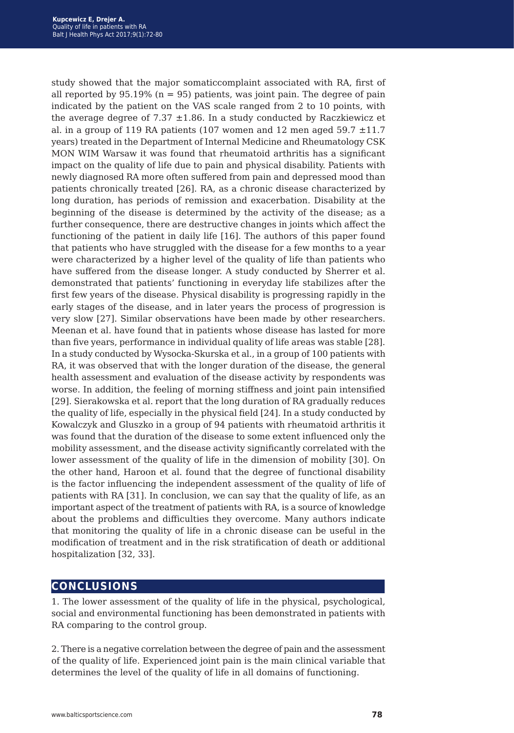study showed that the major somaticcomplaint associated with RA, first of all reported by 95.19% (n = 95) patients, was joint pain. The degree of pain indicated by the patient on the VAS scale ranged from 2 to 10 points, with the average degree of 7.37 ±1.86. In a study conducted by Raczkiewicz et al. in a group of 119 RA patients (107 women and 12 men aged 59.7 ±11.7 years) treated in the Department of Internal Medicine and Rheumatology CSK MON WIM Warsaw it was found that rheumatoid arthritis has a significant impact on the quality of life due to pain and physical disability. Patients with newly diagnosed RA more often suffered from pain and depressed mood than patients chronically treated [26]. RA, as a chronic disease characterized by long duration, has periods of remission and exacerbation. Disability at the beginning of the disease is determined by the activity of the disease; as a further consequence, there are destructive changes in joints which affect the functioning of the patient in daily life [16]. The authors of this paper found that patients who have struggled with the disease for a few months to a year were characterized by a higher level of the quality of life than patients who have suffered from the disease longer. A study conducted by Sherrer et al. demonstrated that patients' functioning in everyday life stabilizes after the first few years of the disease. Physical disability is progressing rapidly in the early stages of the disease, and in later years the process of progression is very slow [27]. Similar observations have been made by other researchers. Meenan et al. have found that in patients whose disease has lasted for more than five years, performance in individual quality of life areas was stable [28]. In a study conducted by Wysocka-Skurska et al., in a group of 100 patients with RA, it was observed that with the longer duration of the disease, the general health assessment and evaluation of the disease activity by respondents was worse. In addition, the feeling of morning stiffness and joint pain intensified [29]. Sierakowska et al. report that the long duration of RA gradually reduces the quality of life, especially in the physical field [24]. In a study conducted by Kowalczyk and Gluszko in a group of 94 patients with rheumatoid arthritis it was found that the duration of the disease to some extent influenced only the mobility assessment, and the disease activity significantly correlated with the lower assessment of the quality of life in the dimension of mobility [30]. On the other hand, Haroon et al. found that the degree of functional disability is the factor influencing the independent assessment of the quality of life of patients with RA [31]. In conclusion, we can say that the quality of life, as an important aspect of the treatment of patients with RA, is a source of knowledge about the problems and difficulties they overcome. Many authors indicate that monitoring the quality of life in a chronic disease can be useful in the modification of treatment and in the risk stratification of death or additional hospitalization [32, 33].

## CONCLUSIONS

1. The lower assessment of the quality of life in the physical, psychological, social and environmental functioning has been demonstrated in patients with RA comparing to the control group.

2. There is a negative correlation between the degree of pain and the assessment of the quality of life. Experienced joint pain is the main clinical variable that determines the level of the quality of life in all domains of functioning.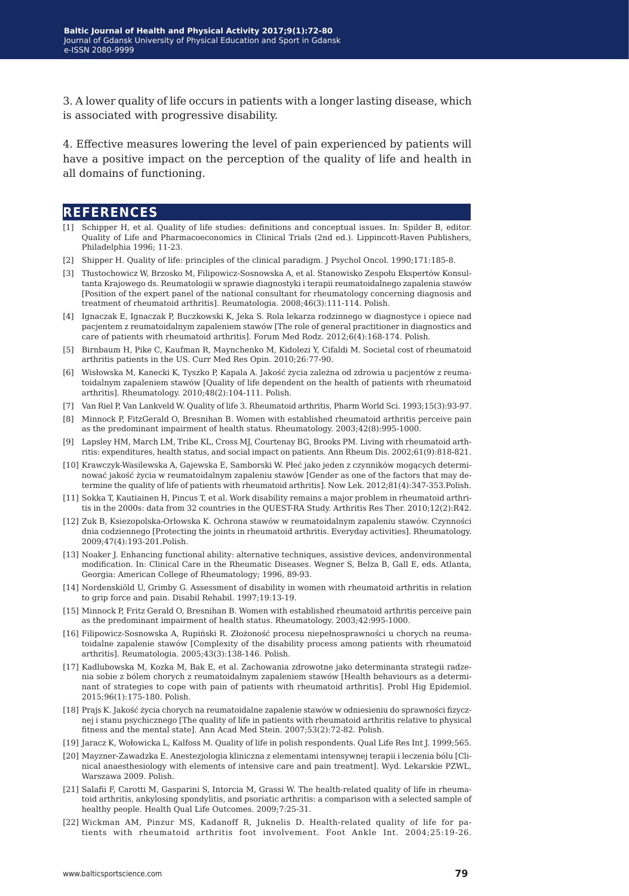3. A lower quality of life occurs in patients with a longer lasting disease, which is associated with progressive disability.

4. Effective measures lowering the level of pain experienced by patients will have a positive impact on the perception of the quality of life and health in all domains of functioning.

## REFERENCES

[1] Schipper H, et al. Quality of life studies: definitions and conceptual issues. In: Spilder B, editor. Quality of Life and Pharmacoeconomics in Clinical Trials (2nd ed.). Lippincott-Raven Publishers, Philadelphia 1996; 11-23.

[2] Shipper H. Quality of life: principles of the clinical paradigm. J Psychol Oncol. 1990;171:185-8.

[3] Tłustochowicz W, Brzosko M, Filipowicz-Sosnowska A, et al. Stanowisko Zespołu Ekspertów Konsultanta Krajowego ds. Reumatologii w sprawie diagnostyki i terapii reumatoidalnego zapalenia stawów [Position of the expert panel of the national consultant for rheumatology concerning diagnosis and treatment of rheumatoid arthritis]. Reumatologia. 2008;46(3):111-114. Polish.

[4] Ignaczak E, Ignaczak P, Buczkowski K, Jeka S. Rola lekarza rodzinnego w diagnostyce i opiece nad pacjentem z reumatoidalnym zapaleniem stawów [The role of general practitioner in diagnostics and care of patients with rheumatoid arthritis]. Forum Med Rodz. 2012;6(4):168-174. Polish.

[5] Birnbaum H, Pike C, Kaufman R, Maynchenko M, Kidolezi Y, Cifaldi M. Societal cost of rheumatoid arthritis patients in the US. Curr Med Res Opin. 2010;26:77-90.

[6] Wisłowska M, Kanecki K, Tyszko P, Kapala A. Jakość życia zależna od zdrowia u pacjentów z reumatoidalnym zapaleniem stawów [Quality of life dependent on the health of patients with rheumatoid arthritis]. Rheumatology. 2010;48(2):104-111. Polish.

[7] Van Riel P, Van Lankveld W. Quality of life 3. Rheumatoid arthritis, Pharm World Sci. 1993;15(3):93-97.

[8] Minnock P, FitzGerald O, Bresnihan B. Women with established rheumatoid arthritis perceive pain as the predominant impairment of health status. Rheumatology. 2003;42(8):995-1000.

[9] Lapsley HM, March LM, Tribe KL, Cross MJ, Courtenay BG, Brooks PM. Living with rheumatoid arthritis: expenditures, health status, and social impact on patients. Ann Rheum Dis. 2002;61(9):818-821.

[10] Krawczyk-Wasilewska A, Gajewska E, Samborski W. Płeć jako jeden z czynników mogących determinować jakość życia w reumatoidalnym zapaleniu stawów [Gender as one of the factors that may determine the quality of life of patients with rheumatoid arthritis]. Now Lek. 2012;81(4):347-353.Polish.

[11] Sokka T, Kautiainen H, Pincus T, et al. Work disability remains a major problem in rheumatoid arthritis in the 2000s: data from 32 countries in the QUEST-RA Study. Arthritis Res Ther. 2010;12(2):R42.

[12] Zuk B, Ksiezopolska-Orlowska K. Ochrona stawów w reumatoidalnym zapaleniu stawów. Czynności dnia codziennego [Protecting the joints in rheumatoid arthritis. Everyday activities]. Rheumatology. 2009;47(4):193-201.Polish.

[13] Noaker J. Enhancing functional ability: alternative techniques, assistive devices, andenvironmental modification. In: Clinical Care in the Rheumatic Diseases. Wegner S, Belza B, Gall E, eds. Atlanta, Georgia: American College of Rheumatology; 1996, 89-93.

[14] Nordenskiöld U, Grimby G. Assessment of disability in women with rheumatoid arthritis in relation to grip force and pain. Disabil Rehabil. 1997;19:13-19.

[15] Minnock P, Fritz Gerald O, Bresnihan B. Women with established rheumatoid arthritis perceive pain as the predominant impairment of health status. Rheumatology. 2003;42:995-1000.

[16] Filipowicz-Sosnowska A, Rupiński R. Złożoność procesu niepełnosprawności u chorych na reumatoidalne zapalenie stawów [Complexity of the disability process among patients with rheumatoid arthritis]. Reumatologia. 2005;43(3):138-146. Polish.

[17] Kadlubowska M, Kozka M, Bak E, et al. Zachowania zdrowotne jako determinanta strategii radzenia sobie z bólem chorych z reumatoidalnym zapaleniem stawów [Health behaviours as a determinant of strategies to cope with pain of patients with rheumatoid arthritis]. Probl Hig Epidemiol. 2015;96(1):175-180. Polish.

[18] Prajs K. Jakość życia chorych na reumatoidalne zapalenie stawów w odniesieniu do sprawności fizycznej i stanu psychicznego [The quality of life in patients with rheumatoid arthritis relative to physical fitness and the mental state]. Ann Acad Med Stein. 2007;53(2):72-82. Polish.

[19] Jaracz K, Wołowicka L, Kalfoss M. Quality of life in polish respondents. Qual Life Res Int J. 1999;565.

[20] Mayzner-Zawadzka E. Anestezjologia kliniczna z elementami intensywnej terapii i leczenia bólu [Clinical anaesthesiology with elements of intensive care and pain treatment]. Wyd. Lekarskie PZWL, Warszawa 2009. Polish.

[21] Salafii F, Carotti M, Gasparini S, Intorcia M, Grassi W. The health-related quality of life in rheumatoid arthritis, ankylosing spondylitis, and psoriatic arthritis: a comparison with a selected sample of healthy people. Health Qual Life Outcomes. 2009;7:25-31.

[22] Wickman AM, Pinzur MS, Kadanoff R, Juknelis D. Health-related quality of life for patients with rheumatoid arthritis foot involvement. Foot Ankle Int. 2004;25:19-26.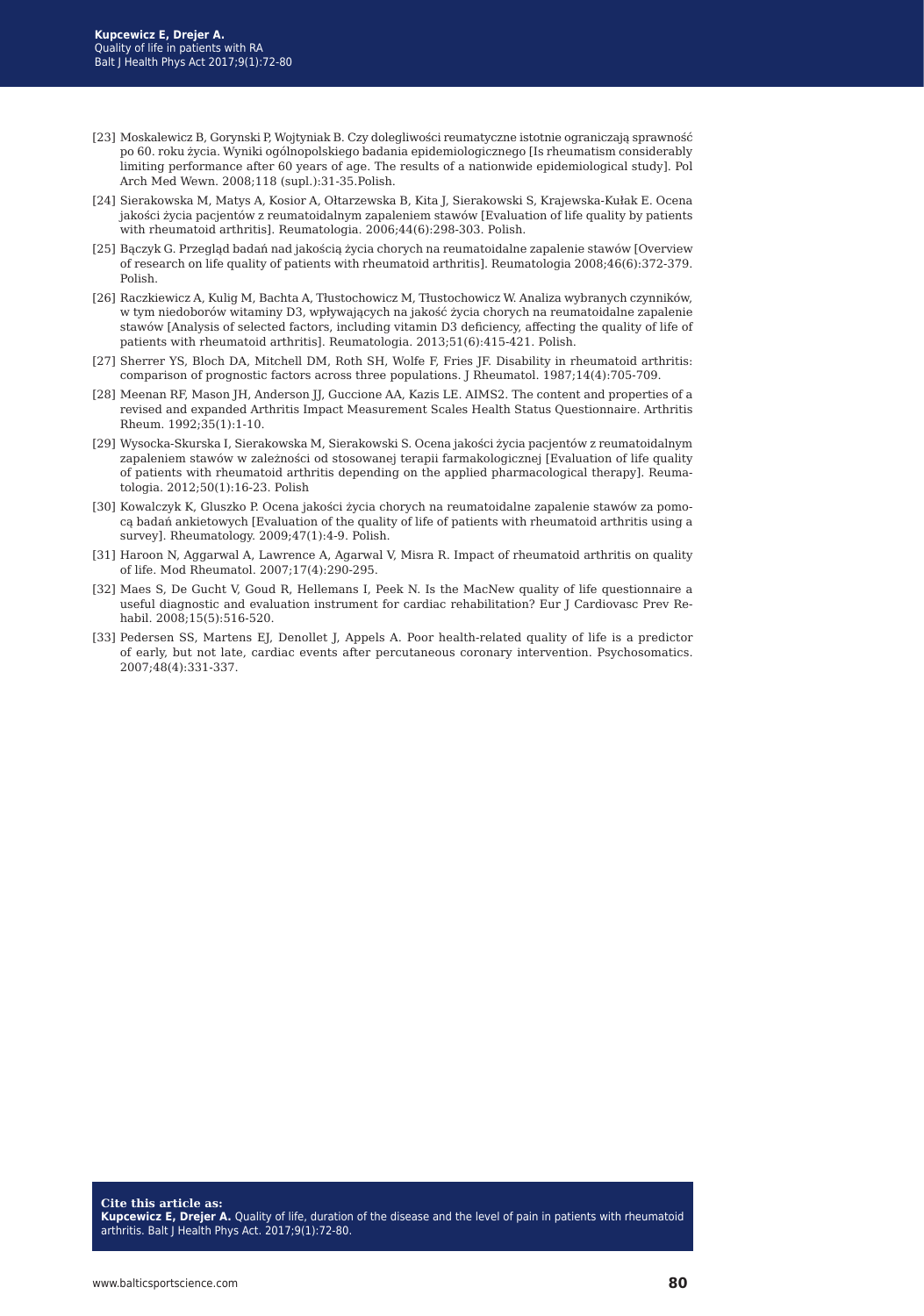[23] Moskalewicz B, Gorynski P, Wojtyniak B. Czy dolegliwości reumatyczne istotnie ograniczają sprawność po 60. roku życia. Wyniki ogólnopolskiego badania epidemiologicznego [Is rheumatism considerably limiting performance after 60 years of age. The results of a nationwide epidemiological study]. Pol Arch Med Wewn. 2008;118 (supl.):31-35.Polish.

[24] Sierakowska M, Matys A, Kosior A, Ołtarzewska B, Kita J, Sierakowski S, Krajewska-Kułak E. Ocena jakości życia pacjentów z reumatoidalnym zapaleniem stawów [Evaluation of life quality by patients with rheumatoid arthritis]. Reumatologia. 2006;44(6):298-303. Polish.

[25] Bączyk G. Przegląd badań nad jakością życia chorych na reumatoidalne zapalenie stawów [Overview of research on life quality of patients with rheumatoid arthritis]. Reumatologia 2008;46(6):372-379. Polish.

[26] Raczkiewicz A, Kulig M, Bachta A, Tłustochowicz M, Tłustochowicz W. Analiza wybranych czynników, w tym niedoborów witaminy D3, wpływających na jakość życia chorych na reumatoidalne zapalenie stawów [Analysis of selected factors, including vitamin D3 deficiency, affecting the quality of life of patients with rheumatoid arthritis]. Reumatologia. 2013;51(6):415-421. Polish.

[27] Sherrer YS, Bloch DA, Mitchell DM, Roth SH, Wolfe F, Fries JF. Disability in rheumatoid arthritis: comparison of prognostic factors across three populations. J Rheumatol. 1987;14(4):705-709.

[28] Meenan RF, Mason JH, Anderson JJ, Guccione AA, Kazis LE. AIMS2. The content and properties of a revised and expanded Arthritis Impact Measurement Scales Health Status Questionnaire. Arthritis Rheum. 1992;35(1):1-10.

[29] Wysocka-Skurska I, Sierakowska M, Sierakowski S. Ocena jakości życia pacjentów z reumatoidalnym zapaleniem stawów w zależności od stosowanej terapii farmakologicznej [Evaluation of life quality of patients with rheumatoid arthritis depending on the applied pharmacological therapy]. Reumatologia. 2012;50(1):16-23. Polish

[30] Kowalczyk K, Gluszko P. Ocena jakości życia chorych na reumatoidalne zapalenie stawów za pomocą badań ankietowych [Evaluation of the quality of life of patients with rheumatoid arthritis using a survey]. Rheumatology. 2009;47(1):4-9. Polish.

[31] Haroon N, Aggarwal A, Lawrence A, Agarwal V, Misra R. Impact of rheumatoid arthritis on quality of life. Mod Rheumatol. 2007;17(4):290-295.

[32] Maes S, De Gucht V, Goud R, Hellemans I, Peek N. Is the MacNew quality of life questionnaire a useful diagnostic and evaluation instrument for cardiac rehabilitation? Eur J Cardiovasc Prev Rehabil. 2008;15(5):516-520.

[33] Pedersen SS, Martens EJ, Denollet J, Appels A. Poor health-related quality of life is a predictor of early, but not late, cardiac events after percutaneous coronary intervention. Psychosomatics. 2007;48(4):331-337.

**Cite this article as:**
**Kupcewicz E, Drejer A.** Quality of life, duration of the disease and the level of pain in patients with rheumatoid arthritis. Balt J Health Phys Act. 2017;9(1):72-80.